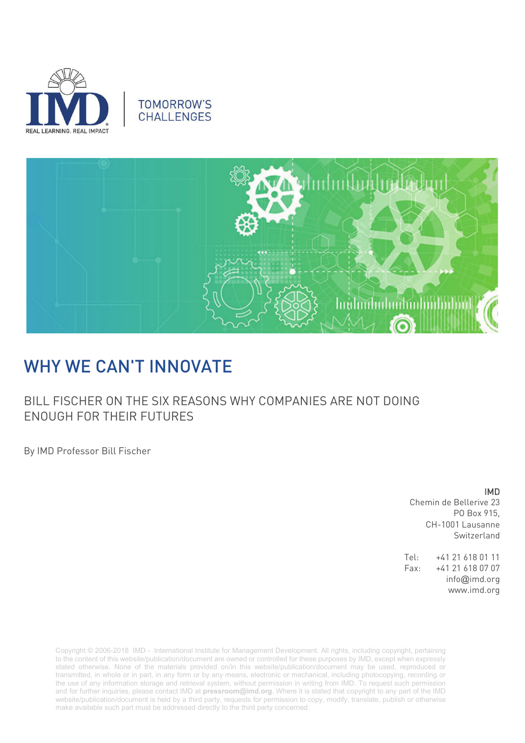REAL LEARNING. REAL IMPACT

TOMORROW'S CHALLENGES

# WHY WE CAN'T INNOVATE

## BILL FISCHER ON THE SIX REASONS WHY COMPANIES ARE NOT DOING ENOUGH FOR THEIR FUTURES

By IMD Professor Bill Fischer

IMD
Chemin de Bellerive 23
PO Box 915,
CH-1001 Lausanne
Switzerland

Tel: +41 21 618 01 11
Fax: +41 21 618 07 07
info@imd.org
www.imd.org

Copyright © 2006-2018 IMD - International Institute for Management Development. All rights, including copyright, pertaining to the content of this website/publication/document are owned or controlled for these purposes by IMD, except when expressly stated otherwise. None of the materials provided on/in this website/publication/document may be used, reproduced or transmitted, in whole or in part, in any form or by any means, electronic or mechanical, including photocopying, recording or the use of any information storage and retrieval system, without permission in writing from IMD. To request such permission and for further inquiries, please contact IMD at **pressroom@imd.org**. Where it is stated that copyright to any part of the IMD website/publication/document is held by a third party, requests for permission to copy, modify, translate, publish or otherwise make available such part must be addressed directly to the third party concerned.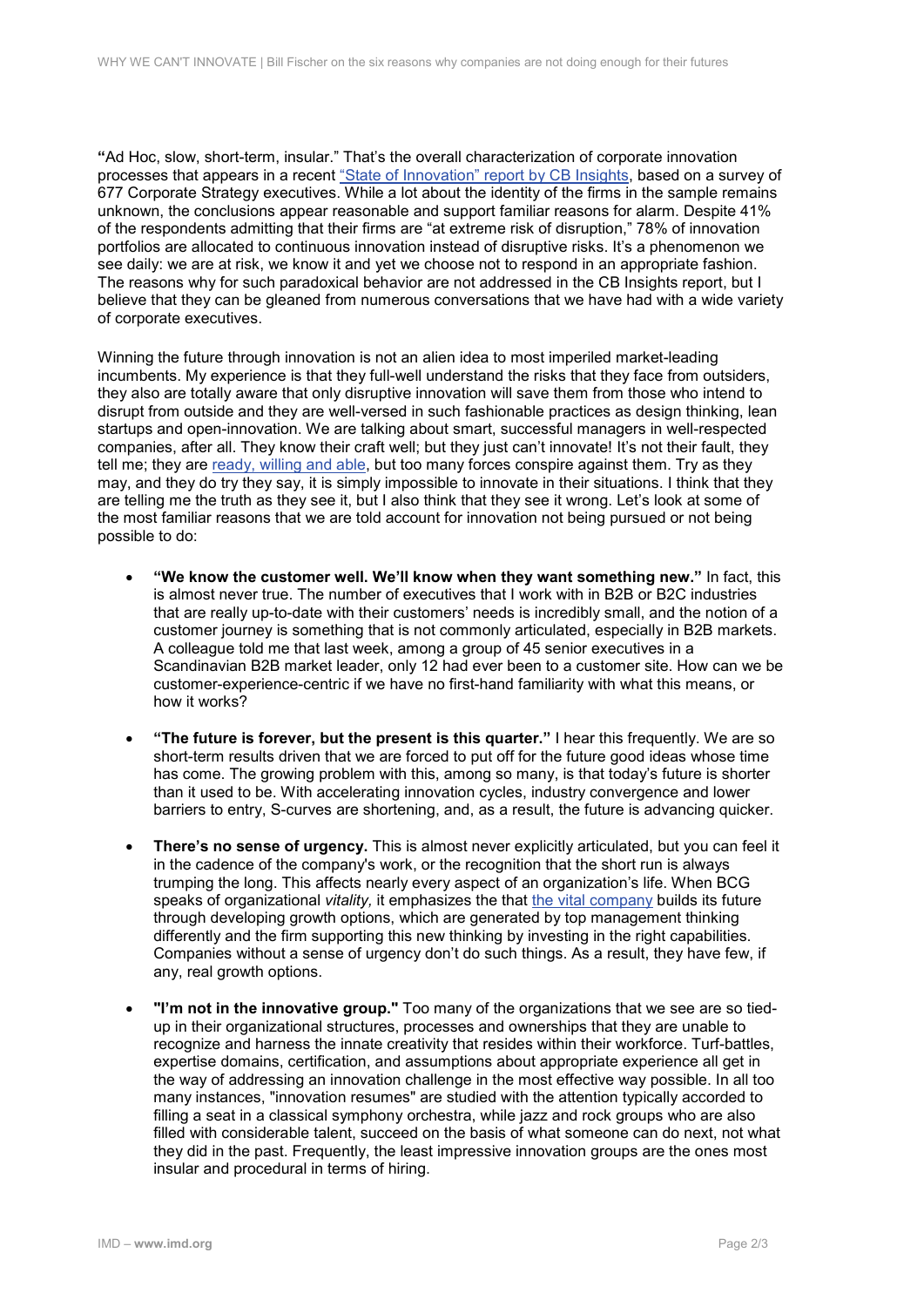**"**Ad Hoc, slow, short-term, insular." That's the overall characterization of corporate innovation processes that appears in a recent "State of Innovation" report by CB Insights, based on a survey of 677 Corporate Strategy executives. While a lot about the identity of the firms in the sample remains unknown, the conclusions appear reasonable and support familiar reasons for alarm. Despite 41% of the respondents admitting that their firms are "at extreme risk of disruption," 78% of innovation portfolios are allocated to continuous innovation instead of disruptive risks. It's a phenomenon we see daily: we are at risk, we know it and yet we choose not to respond in an appropriate fashion. The reasons why for such paradoxical behavior are not addressed in the CB Insights report, but I believe that they can be gleaned from numerous conversations that we have had with a wide variety of corporate executives.

Winning the future through innovation is not an alien idea to most imperiled market-leading incumbents. My experience is that they full-well understand the risks that they face from outsiders, they also are totally aware that only disruptive innovation will save them from those who intend to disrupt from outside and they are well-versed in such fashionable practices as design thinking, lean startups and open-innovation. We are talking about smart, successful managers in well-respected companies, after all. They know their craft well; but they just can't innovate! It's not their fault, they tell me; they are ready, willing and able, but too many forces conspire against them. Try as they may, and they do try they say, it is simply impossible to innovate in their situations. I think that they are telling me the truth as they see it, but I also think that they see it wrong. Let's look at some of the most familiar reasons that we are told account for innovation not being pursued or not being possible to do:

- **"We know the customer well. We'll know when they want something new."** In fact, this is almost never true. The number of executives that I work with in B2B or B2C industries that are really up-to-date with their customers' needs is incredibly small, and the notion of a customer journey is something that is not commonly articulated, especially in B2B markets. A colleague told me that last week, among a group of 45 senior executives in a Scandinavian B2B market leader, only 12 had ever been to a customer site. How can we be customer-experience-centric if we have no first-hand familiarity with what this means, or how it works?

- **"The future is forever, but the present is this quarter."** I hear this frequently. We are so short-term results driven that we are forced to put off for the future good ideas whose time has come. The growing problem with this, among so many, is that today's future is shorter than it used to be. With accelerating innovation cycles, industry convergence and lower barriers to entry, S-curves are shortening, and, as a result, the future is advancing quicker.

- **There's no sense of urgency.** This is almost never explicitly articulated, but you can feel it in the cadence of the company's work, or the recognition that the short run is always trumping the long. This affects nearly every aspect of an organization's life. When BCG speaks of organizational *vitality,* it emphasizes the that the vital company builds its future through developing growth options, which are generated by top management thinking differently and the firm supporting this new thinking by investing in the right capabilities. Companies without a sense of urgency don't do such things. As a result, they have few, if any, real growth options.

- **"I'm not in the innovative group."** Too many of the organizations that we see are so tied-up in their organizational structures, processes and ownerships that they are unable to recognize and harness the innate creativity that resides within their workforce. Turf-battles, expertise domains, certification, and assumptions about appropriate experience all get in the way of addressing an innovation challenge in the most effective way possible. In all too many instances, "innovation resumes" are studied with the attention typically accorded to filling a seat in a classical symphony orchestra, while jazz and rock groups who are also filled with considerable talent, succeed on the basis of what someone can do next, not what they did in the past. Frequently, the least impressive innovation groups are the ones most insular and procedural in terms of hiring.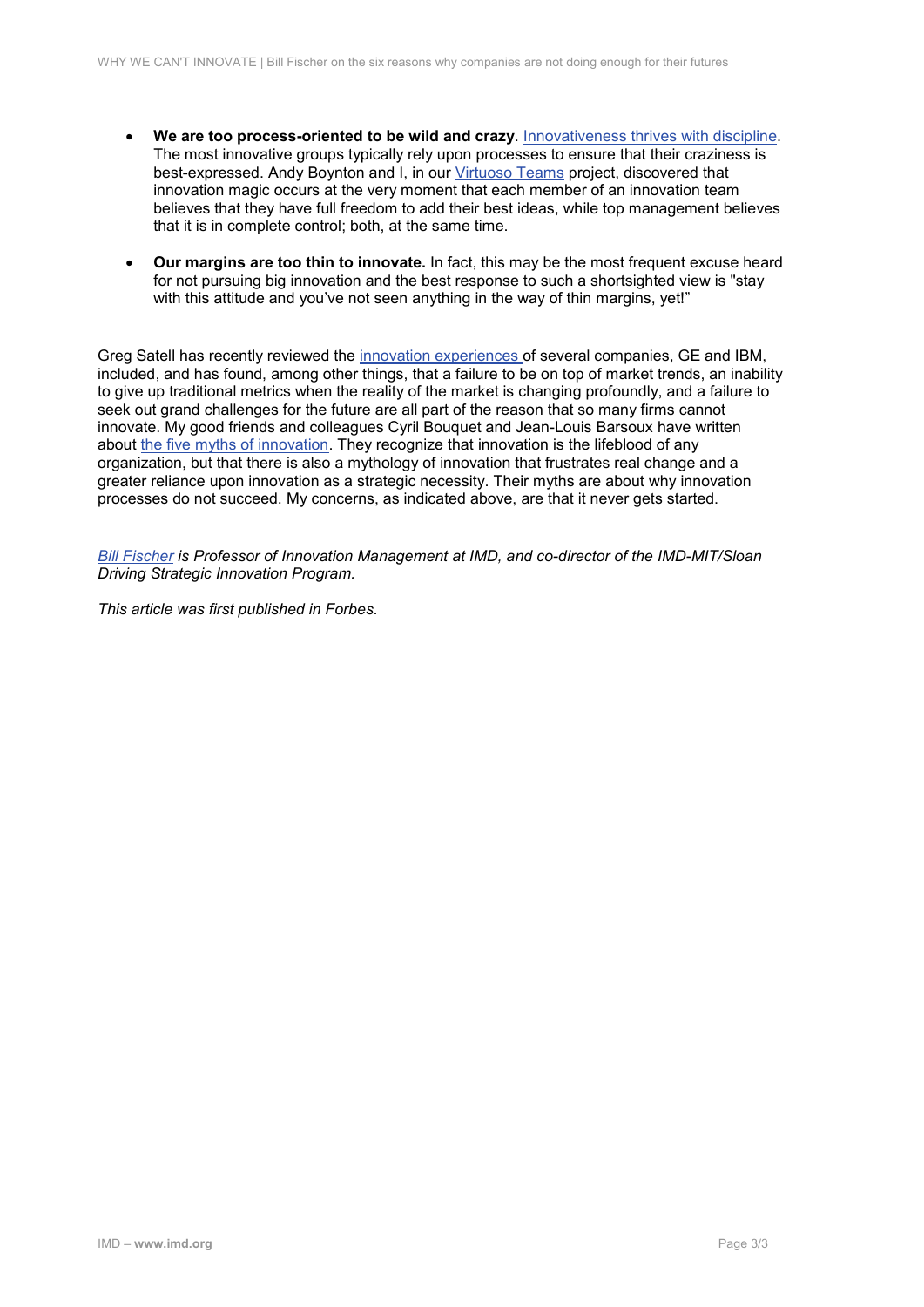- **We are too process-oriented to be wild and crazy**. Innovativeness thrives with discipline. The most innovative groups typically rely upon processes to ensure that their craziness is best-expressed. Andy Boynton and I, in our Virtuoso Teams project, discovered that innovation magic occurs at the very moment that each member of an innovation team believes that they have full freedom to add their best ideas, while top management believes that it is in complete control; both, at the same time.
- **Our margins are too thin to innovate.** In fact, this may be the most frequent excuse heard for not pursuing big innovation and the best response to such a shortsighted view is "stay with this attitude and you've not seen anything in the way of thin margins, yet!"

Greg Satell has recently reviewed the innovation experiences of several companies, GE and IBM, included, and has found, among other things, that a failure to be on top of market trends, an inability to give up traditional metrics when the reality of the market is changing profoundly, and a failure to seek out grand challenges for the future are all part of the reason that so many firms cannot innovate. My good friends and colleagues Cyril Bouquet and Jean-Louis Barsoux have written about the five myths of innovation. They recognize that innovation is the lifeblood of any organization, but that there is also a mythology of innovation that frustrates real change and a greater reliance upon innovation as a strategic necessity. Their myths are about why innovation processes do not succeed. My concerns, as indicated above, are that it never gets started.

*Bill Fischer is Professor of Innovation Management at IMD, and co-director of the IMD-MIT/Sloan Driving Strategic Innovation Program.*

*This article was first published in Forbes.*